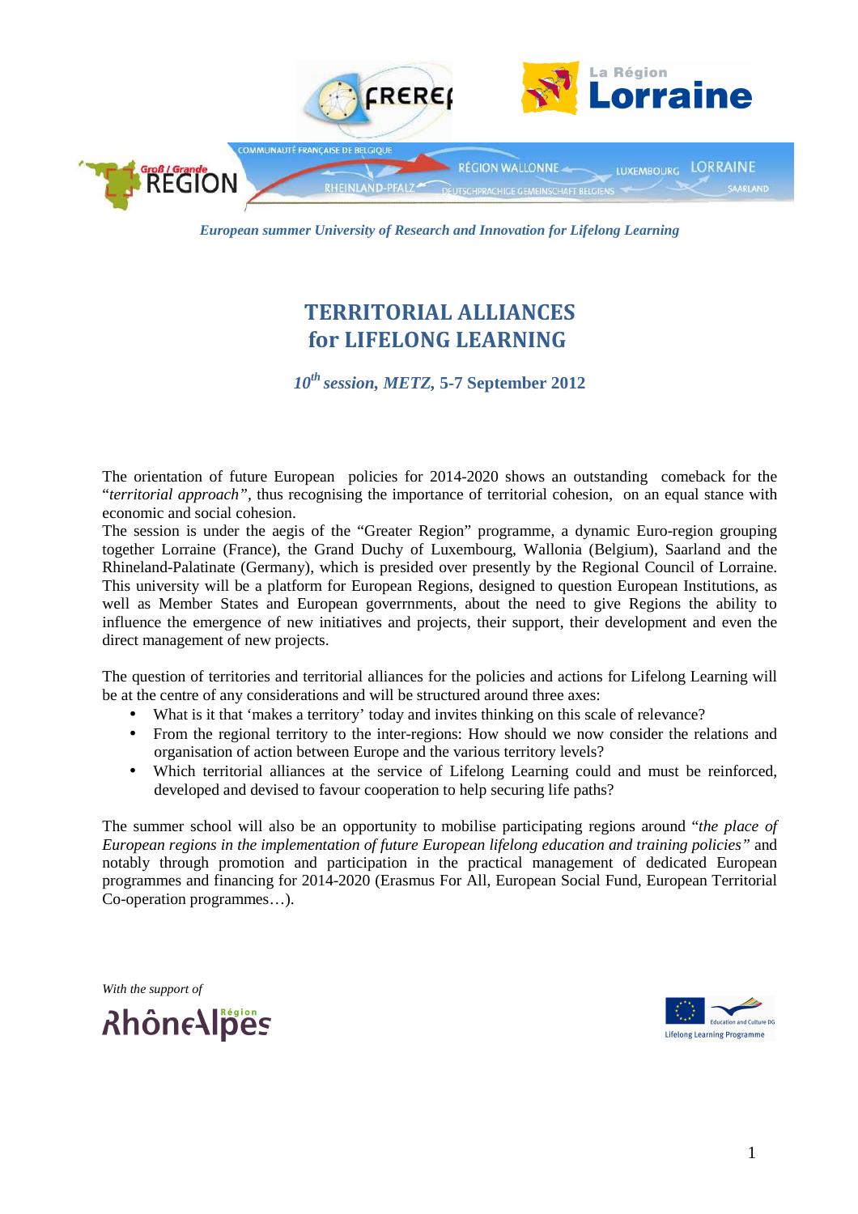*European summer University of Research and Innovation for Lifelong Learning*

# TERRITORIAL ALLIANCES for LIFELONG LEARNING

***10th session, METZ,* 5-7 September 2012**

The orientation of future European policies for 2014-2020 shows an outstanding comeback for the "*territorial approach",* thus recognising the importance of territorial cohesion, on an equal stance with economic and social cohesion.
The session is under the aegis of the "Greater Region" programme, a dynamic Euro-region grouping together Lorraine (France), the Grand Duchy of Luxembourg, Wallonia (Belgium), Saarland and the Rhineland-Palatinate (Germany), which is presided over presently by the Regional Council of Lorraine. This university will be a platform for European Regions, designed to question European Institutions, as well as Member States and European govermments, about the need to give Regions the ability to influence the emergence of new initiatives and projects, their support, their development and even the direct management of new projects.

The question of territories and territorial alliances for the policies and actions for Lifelong Learning will be at the centre of any considerations and will be structured around three axes:

- What is it that 'makes a territory' today and invites thinking on this scale of relevance?
- From the regional territory to the inter-regions: How should we now consider the relations and organisation of action between Europe and the various territory levels?
- Which territorial alliances at the service of Lifelong Learning could and must be reinforced, developed and devised to favour cooperation to help securing life paths?

The summer school will also be an opportunity to mobilise participating regions around "*the place of European regions in the implementation of future European lifelong education and training policies"* and notably through promotion and participation in the practical management of dedicated European programmes and financing for 2014-2020 (Erasmus For All, European Social Fund, European Territorial Co-operation programmes…).

*With the support of*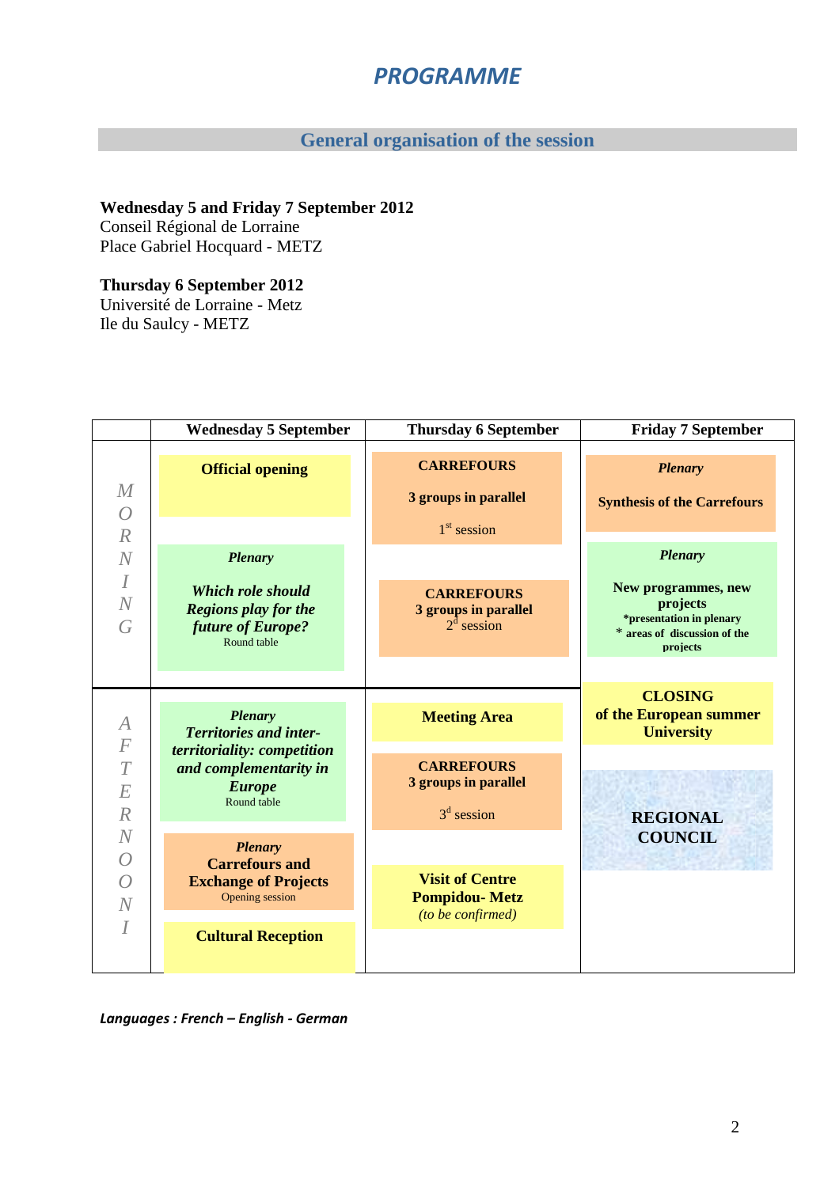# *PROGRAMME*

## General organisation of the session

**Wednesday 5 and Friday 7 September 2012**
Conseil Régional de Lorraine
Place Gabriel Hocquard - METZ

**Thursday 6 September 2012**
Université de Lorraine - Metz
Ile du Saulcy - METZ

| | Wednesday 5 September | Thursday 6 September | Friday 7 September |
|---|---|---|---|
| *MORNING* | **Official opening**<br><br>***Plenary***<br>***Which role should Regions play for the future of Europe?***<br>Round table | **CARREFOURS**<br>**3 groups in parallel**<br>1st session<br><br>**CARREFOURS**<br>**3 groups in parallel**<br>2d session | ***Plenary***<br>**Synthesis of the Carrefours**<br><br>***Plenary***<br>**New programmes, new projects**<br>**\*presentation in plenary**<br>**\* areas of discussion of the projects** |
| *AFTERNOON* | ***Plenary***<br>***Territories and inter-territoriality: competition and complementarity in Europe***<br>Round table<br><br>***Plenary***<br>**Carrefours and Exchange of Projects**<br>Opening session<br><br>**Cultural Reception** | **Meeting Area**<br><br>**CARREFOURS**<br>**3 groups in parallel**<br>3d session<br><br>**Visit of Centre Pompidou- Metz**<br>*(to be confirmed)* | **CLOSING of the European summer University**<br><br>**REGIONAL COUNCIL** |

***Languages : French – English - German***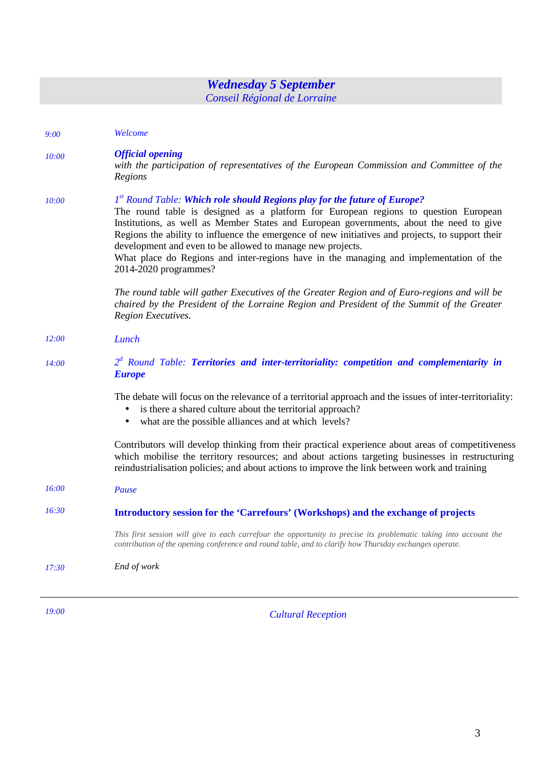## *Wednesday 5 September*

*Conseil Régional de Lorraine*

*9:00* *Welcome*

*10:00* ***Official opening***
*with the participation of representatives of the European Commission and Committee of the Regions*

*10:00* *1st Round Table:* ***Which role should Regions play for the future of Europe?***
The round table is designed as a platform for European regions to question European Institutions, as well as Member States and European governments, about the need to give Regions the ability to influence the emergence of new initiatives and projects, to support their development and even to be allowed to manage new projects.
What place do Regions and inter-regions have in the managing and implementation of the 2014-2020 programmes?

*The round table will gather Executives of the Greater Region and of Euro-regions and will be chaired by the President of the Lorraine Region and President of the Summit of the Greater Region Executives.*

*12:00* *Lunch*

*14:00* *2d Round Table:* ***Territories and inter-territoriality: competition and complementarity in Europe***

The debate will focus on the relevance of a territorial approach and the issues of inter-territoriality:

- is there a shared culture about the territorial approach?
- what are the possible alliances and at which levels?

Contributors will develop thinking from their practical experience about areas of competitiveness which mobilise the territory resources; and about actions targeting businesses in restructuring reindustrialisation policies; and about actions to improve the link between work and training

*16:00* *Pause*

*16:30* **Introductory session for the 'Carrefours' (Workshops) and the exchange of projects**

*This first session will give to each carrefour the opportunity to precise its problematic taking into account the contribution of the opening conference and round table, and to clarify how Thursday exchanges operate.*

*17:30* *End of work*

---

*19:00* *Cultural Reception*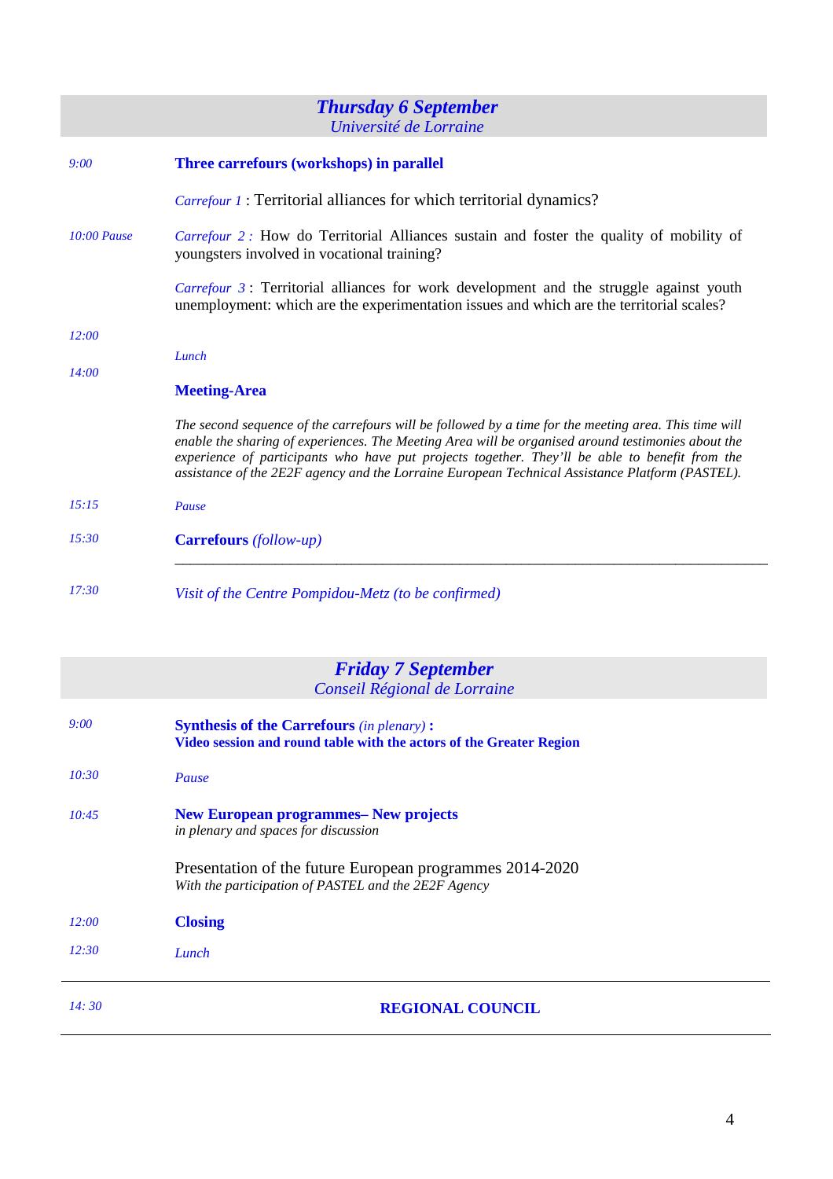## *Thursday 6 September*

*Université de Lorraine*

*9:00* — **Three carrefours (workshops) in parallel**

*Carrefour 1* : Territorial alliances for which territorial dynamics?

*10:00 Pause*

*Carrefour 2 :* How do Territorial Alliances sustain and foster the quality of mobility of youngsters involved in vocational training?

*Carrefour 3* : Territorial alliances for work development and the struggle against youth unemployment: which are the experimentation issues and which are the territorial scales?

*12:00* — *Lunch*

*14:00* — **Meeting-Area**

*The second sequence of the carrefours will be followed by a time for the meeting area. This time will enable the sharing of experiences. The Meeting Area will be organised around testimonies about the experience of participants who have put projects together. They'll be able to benefit from the assistance of the 2E2F agency and the Lorraine European Technical Assistance Platform (PASTEL).*

*15:15* — *Pause*

*15:30* — **Carrefours** *(follow-up)*

---

*17:30* — *Visit of the Centre Pompidou-Metz (to be confirmed)*

## *Friday 7 September*

*Conseil Régional de Lorraine*

*9:00* — **Synthesis of the Carrefours** *(in plenary)* **:**
**Video session and round table with the actors of the Greater Region**

*10:30* — *Pause*

*10:45* — **New European programmes– New projects**
*in plenary and spaces for discussion*

Presentation of the future European programmes 2014-2020
*With the participation of PASTEL and the 2E2F Agency*

*12:00* — **Closing**

*12:30* — *Lunch*

---

*14: 30* — **REGIONAL COUNCIL**

---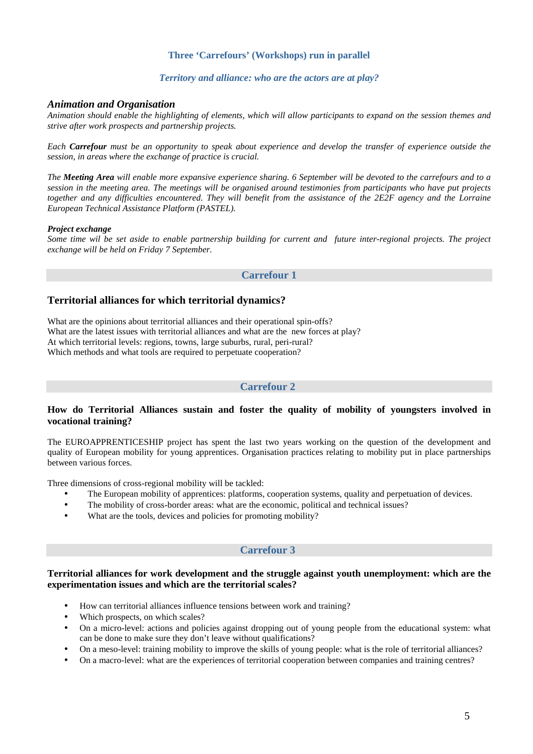## Three 'Carrefours' (Workshops) run in parallel

### *Territory and alliance: who are the actors are at play?*

### *Animation and Organisation*

*Animation should enable the highlighting of elements, which will allow participants to expand on the session themes and strive after work prospects and partnership projects.*

*Each **Carrefour** must be an opportunity to speak about experience and develop the transfer of experience outside the session, in areas where the exchange of practice is crucial.*

*The **Meeting Area** will enable more expansive experience sharing. 6 September will be devoted to the carrefours and to a session in the meeting area. The meetings will be organised around testimonies from participants who have put projects together and any difficulties encountered. They will benefit from the assistance of the 2E2F agency and the Lorraine European Technical Assistance Platform (PASTEL).*

***Project exchange***

*Some time wil be set aside to enable partnership building for current and future inter-regional projects. The project exchange will be held on Friday 7 September.*

## Carrefour 1

### Territorial alliances for which territorial dynamics?

What are the opinions about territorial alliances and their operational spin-offs?
What are the latest issues with territorial alliances and what are the new forces at play?
At which territorial levels: regions, towns, large suburbs, rural, peri-rural?
Which methods and what tools are required to perpetuate cooperation?

## Carrefour 2

### How do Territorial Alliances sustain and foster the quality of mobility of youngsters involved in vocational training?

The EUROAPPRENTICESHIP project has spent the last two years working on the question of the development and quality of European mobility for young apprentices. Organisation practices relating to mobility put in place partnerships between various forces.

Three dimensions of cross-regional mobility will be tackled:

- The European mobility of apprentices: platforms, cooperation systems, quality and perpetuation of devices.
- The mobility of cross-border areas: what are the economic, political and technical issues?
- What are the tools, devices and policies for promoting mobility?

## Carrefour 3

### Territorial alliances for work development and the struggle against youth unemployment: which are the experimentation issues and which are the territorial scales?

- How can territorial alliances influence tensions between work and training?
- Which prospects, on which scales?
- On a micro-level: actions and policies against dropping out of young people from the educational system: what can be done to make sure they don't leave without qualifications?
- On a meso-level: training mobility to improve the skills of young people: what is the role of territorial alliances?
- On a macro-level: what are the experiences of territorial cooperation between companies and training centres?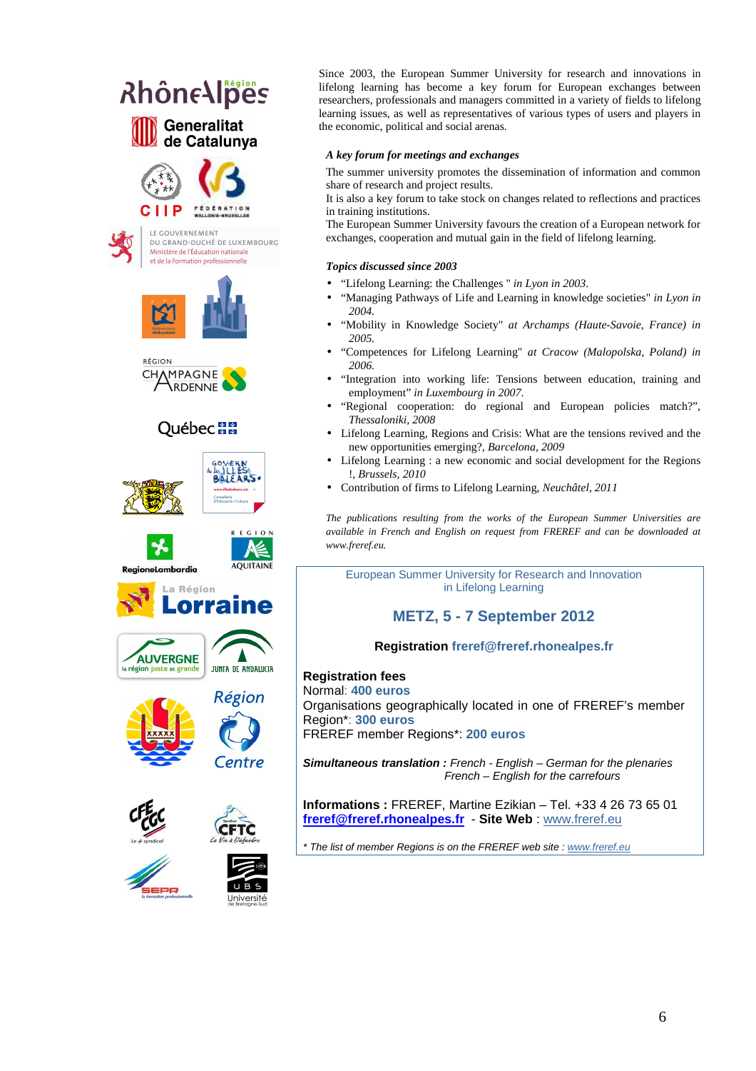Since 2003, the European Summer University for research and innovations in lifelong learning has become a key forum for European exchanges between researchers, professionals and managers committed in a variety of fields to lifelong learning issues, as well as representatives of various types of users and players in the economic, political and social arenas.

### *A key forum for meetings and exchanges*

The summer university promotes the dissemination of information and common share of research and project results.
It is also a key forum to take stock on changes related to reflections and practices in training institutions.
The European Summer University favours the creation of a European network for exchanges, cooperation and mutual gain in the field of lifelong learning.

### *Topics discussed since 2003*

- "Lifelong Learning: the Challenges " *in Lyon in 2003.*
- "Managing Pathways of Life and Learning in knowledge societies" *in Lyon in 2004.*
- "Mobility in Knowledge Society" *at Archamps (Haute-Savoie, France) in 2005.*
- "Competences for Lifelong Learning" *at Cracow (Malopolska, Poland) in 2006.*
- "Integration into working life: Tensions between education, training and employment" *in Luxembourg in 2007.*
- "Regional cooperation: do regional and European policies match?", *Thessaloniki, 2008*
- Lifelong Learning, Regions and Crisis: What are the tensions revived and the new opportunities emerging?, *Barcelona, 2009*
- Lifelong Learning : a new economic and social development for the Regions !, *Brussels, 2010*
- Contribution of firms to Lifelong Learning, *Neuchâtel, 2011*

*The publications resulting from the works of the European Summer Universities are available in French and English on request from FREREF and can be downloaded at www.freref.eu.*

European Summer University for Research and Innovation in Lifelong Learning

## METZ, 5 - 7 September 2012

**Registration** **freref@freref.rhonealpes.fr**

**Registration fees**
Normal: **400 euros**
Organisations geographically located in one of FREREF's member Region*: **300 euros**
FREREF member Regions*: **200 euros**

***Simultaneous translation :*** *French - English – German for the plenaries*
*French – English for the carrefours*

**Informations :** FREREF, Martine Ezikian – Tel. +33 4 26 73 65 01
**freref@freref.rhonealpes.fr** - **Site Web** : www.freref.eu

*\* The list of member Regions is on the FREREF web site : www.freref.eu*